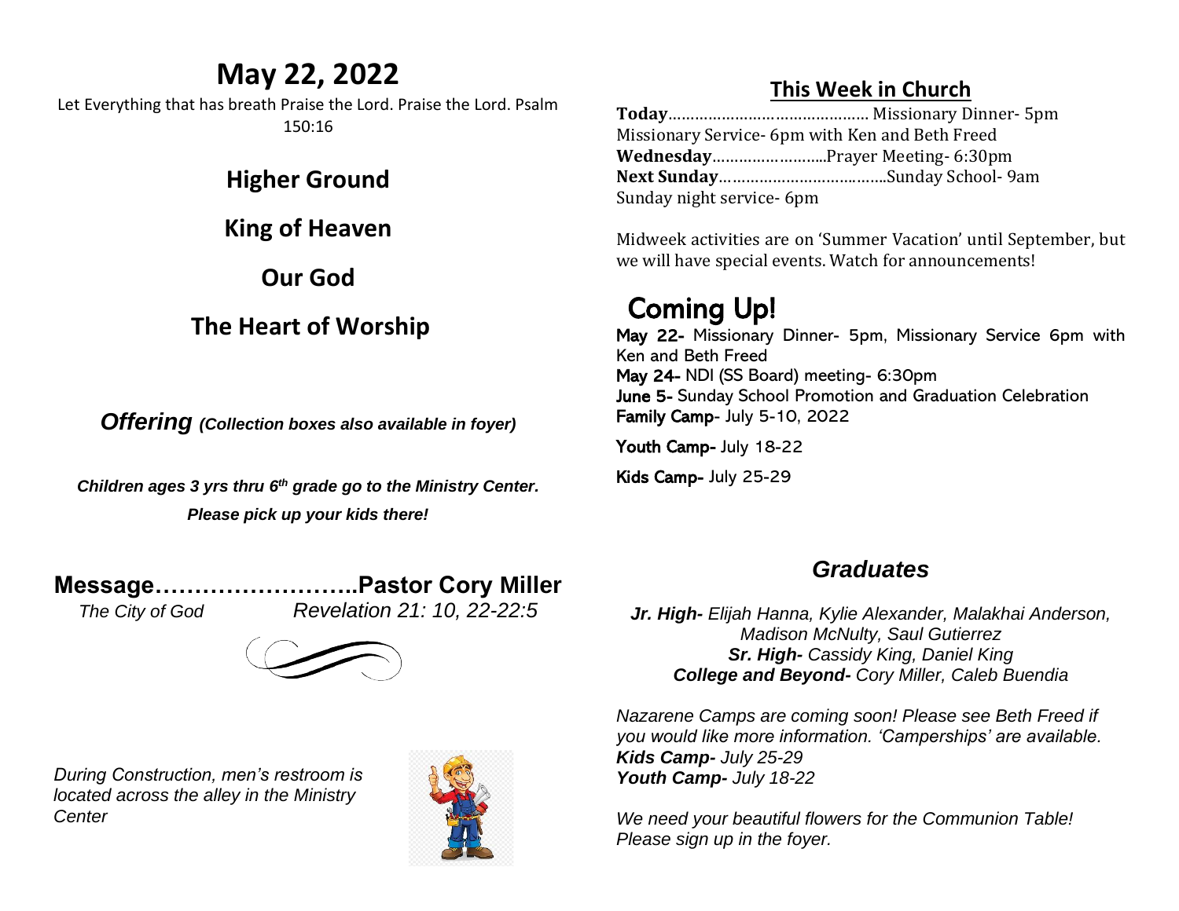# May 22, 2022

Let Everything that has breath Praise the Lord. Praise the Lord. Psalm 150:16

## Higher Ground

## King of Heaven

## Our God

## The Heart of Worship

***Offering*** ***(Collection boxes also available in foyer)***

***Children ages 3 yrs thru 6th grade go to the Ministry Center.***

***Please pick up your kids there!***

**Message……………………..Pastor Cory Miller**

*The City of God* *Revelation 21: 10, 22-22:5*

*During Construction, men's restroom is located across the alley in the Ministry Center*

## This Week in Church

**Today**……………………………………. Missionary Dinner- 5pm
Missionary Service- 6pm with Ken and Beth Freed
**Wednesday**……………………..Prayer Meeting- 6:30pm
**Next Sunday**………………………………Sunday School- 9am
Sunday night service- 6pm

Midweek activities are on 'Summer Vacation' until September, but we will have special events. Watch for announcements!

## Coming Up!

**May 22-** Missionary Dinner- 5pm, Missionary Service 6pm with Ken and Beth Freed
**May 24-** NDI (SS Board) meeting- 6:30pm
**June 5-** Sunday School Promotion and Graduation Celebration
**Family Camp**- July 5-10, 2022

**Youth Camp-** July 18-22

**Kids Camp-** July 25-29

## *Graduates*

***Jr. High-*** *Elijah Hanna, Kylie Alexander, Malakhai Anderson, Madison McNulty, Saul Gutierrez*
***Sr. High-*** *Cassidy King, Daniel King*
***College and Beyond-*** *Cory Miller, Caleb Buendia*

*Nazarene Camps are coming soon! Please see Beth Freed if you would like more information. 'Camperships' are available.*
***Kids Camp-*** *July 25-29*
***Youth Camp-*** *July 18-22*

*We need your beautiful flowers for the Communion Table! Please sign up in the foyer.*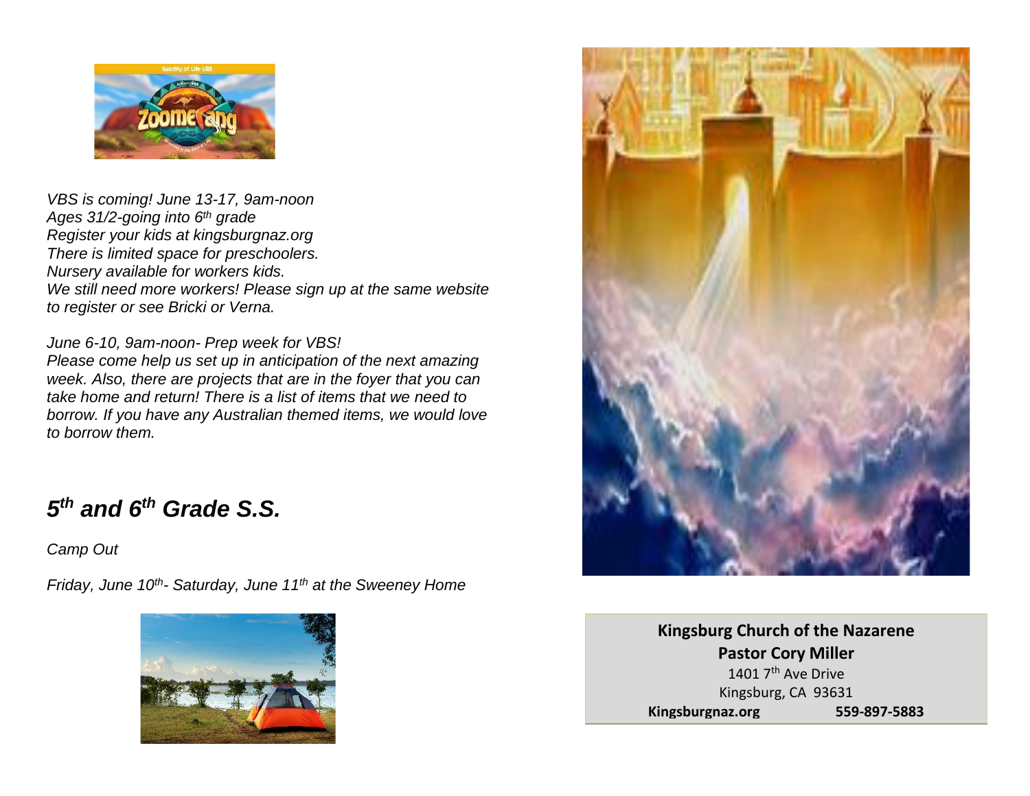*VBS is coming! June 13-17, 9am-noon*
*Ages 31/2-going into 6th grade*
*Register your kids at kingsburgnaz.org*
*There is limited space for preschoolers.*
*Nursery available for workers kids.*
*We still need more workers! Please sign up at the same website to register or see Bricki or Verna.*

*June 6-10, 9am-noon- Prep week for VBS!*
*Please come help us set up in anticipation of the next amazing week. Also, there are projects that are in the foyer that you can take home and return! There is a list of items that we need to borrow. If you have any Australian themed items, we would love to borrow them.*

## *5th and 6th Grade S.S.*

*Camp Out*

*Friday, June 10th- Saturday, June 11th at the Sweeney Home*

**Kingsburg Church of the Nazarene**
**Pastor Cory Miller**
1401 7th Ave Drive
Kingsburg, CA 93631
**Kingsburgnaz.org** **559-897-5883**